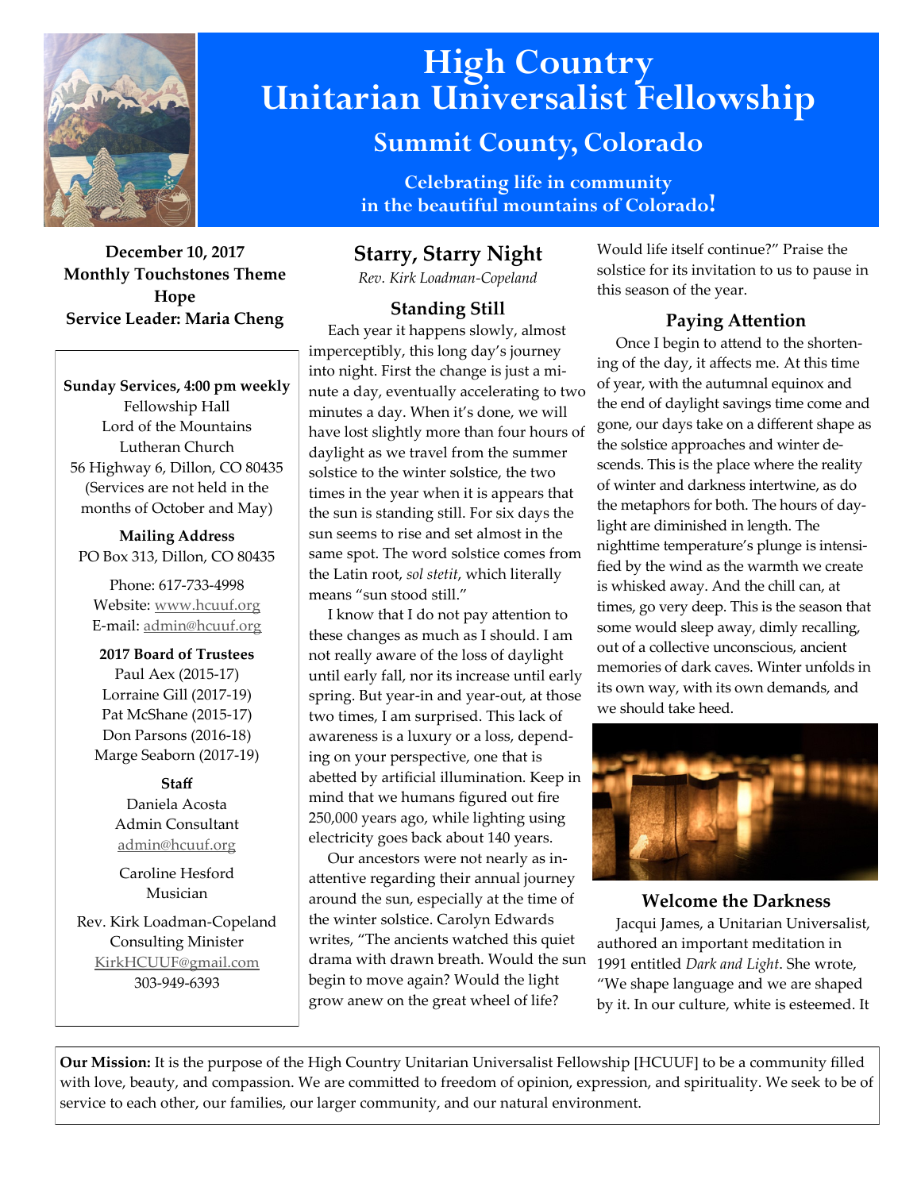# High Country Unitarian Universalist Fellowship

## Summit County, Colorado

**Celebrating life in community in the beautiful mountains of Colorado!**

**December 10, 2017**
**Monthly Touchstones Theme**
**Hope**
**Service Leader: Maria Cheng**

**Sunday Services, 4:00 pm weekly**
Fellowship Hall
Lord of the Mountains
Lutheran Church
56 Highway 6, Dillon, CO 80435
(Services are not held in the months of October and May)

**Mailing Address**
PO Box 313, Dillon, CO 80435

Phone: 617-733-4998
Website: www.hcuuf.org
E-mail: admin@hcuuf.org

**2017 Board of Trustees**
Paul Aex (2015-17)
Lorraine Gill (2017-19)
Pat McShane (2015-17)
Don Parsons (2016-18)
Marge Seaborn (2017-19)

**Staff**
Daniela Acosta
Admin Consultant
admin@hcuuf.org

Caroline Hesford
Musician

Rev. Kirk Loadman-Copeland
Consulting Minister
KirkHCUUF@gmail.com
303-949-6393

## Starry, Starry Night

*Rev. Kirk Loadman-Copeland*

### Standing Still

Each year it happens slowly, almost imperceptibly, this long day's journey into night. First the change is just a minute a day, eventually accelerating to two minutes a day. When it's done, we will have lost slightly more than four hours of daylight as we travel from the summer solstice to the winter solstice, the two times in the year when it is appears that the sun is standing still. For six days the sun seems to rise and set almost in the same spot. The word solstice comes from the Latin root, *sol stetit*, which literally means "sun stood still."

I know that I do not pay attention to these changes as much as I should. I am not really aware of the loss of daylight until early fall, nor its increase until early spring. But year-in and year-out, at those two times, I am surprised. This lack of awareness is a luxury or a loss, depending on your perspective, one that is abetted by artificial illumination. Keep in mind that we humans figured out fire 250,000 years ago, while lighting using electricity goes back about 140 years.

Our ancestors were not nearly as inattentive regarding their annual journey around the sun, especially at the time of the winter solstice. Carolyn Edwards writes, "The ancients watched this quiet drama with drawn breath. Would the sun begin to move again? Would the light grow anew on the great wheel of life? Would life itself continue?" Praise the solstice for its invitation to us to pause in this season of the year.

### Paying Attention

Once I begin to attend to the shortening of the day, it affects me. At this time of year, with the autumnal equinox and the end of daylight savings time come and gone, our days take on a different shape as the solstice approaches and winter descends. This is the place where the reality of winter and darkness intertwine, as do the metaphors for both. The hours of daylight are diminished in length. The nighttime temperature's plunge is intensified by the wind as the warmth we create is whisked away. And the chill can, at times, go very deep. This is the season that some would sleep away, dimly recalling, out of a collective unconscious, ancient memories of dark caves. Winter unfolds in its own way, with its own demands, and we should take heed.

### Welcome the Darkness

Jacqui James, a Unitarian Universalist, authored an important meditation in 1991 entitled *Dark and Light*. She wrote, "We shape language and we are shaped by it. In our culture, white is esteemed. It

**Our Mission:** It is the purpose of the High Country Unitarian Universalist Fellowship [HCUUF] to be a community filled with love, beauty, and compassion. We are committed to freedom of opinion, expression, and spirituality. We seek to be of service to each other, our families, our larger community, and our natural environment.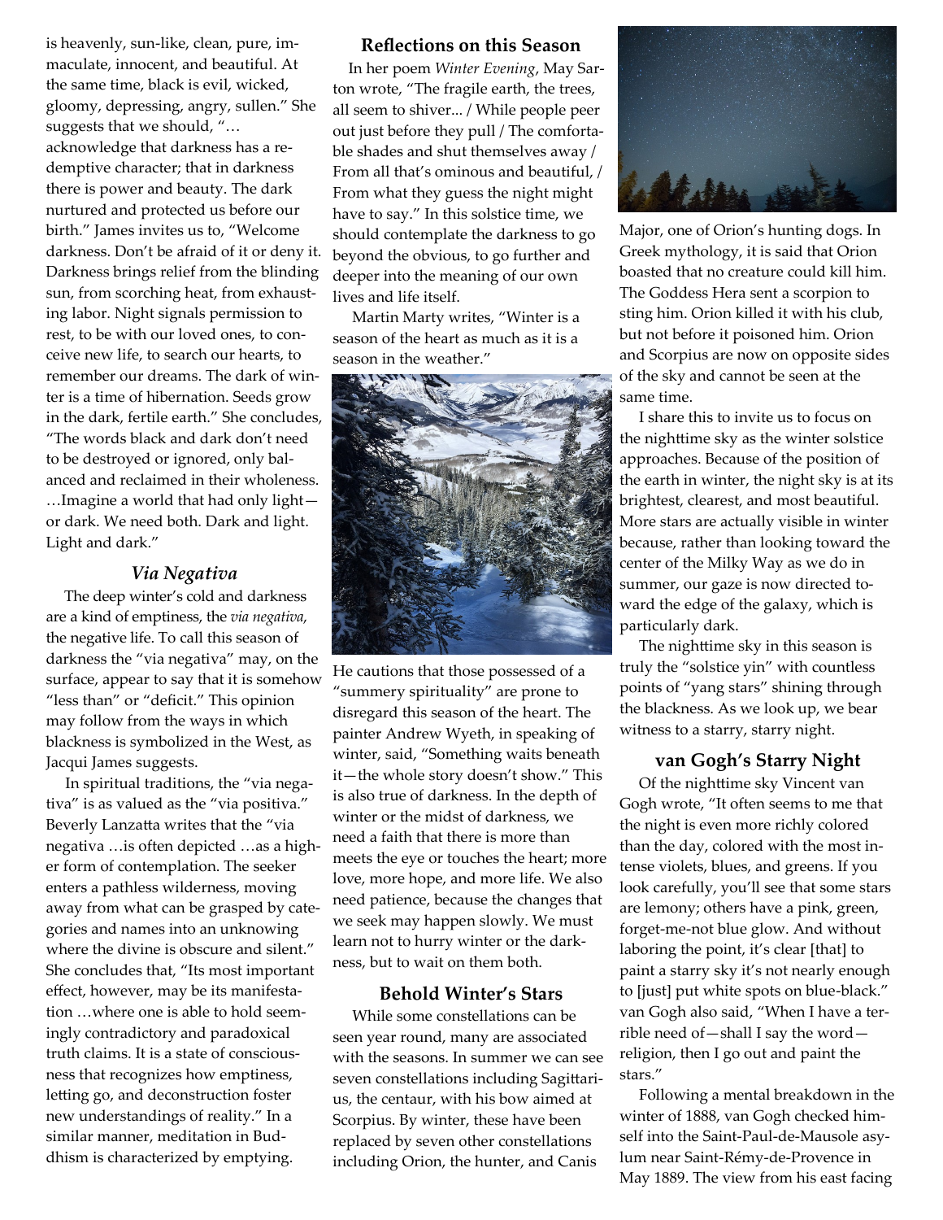is heavenly, sun-like, clean, pure, immaculate, innocent, and beautiful. At the same time, black is evil, wicked, gloomy, depressing, angry, sullen." She suggests that we should, "…acknowledge that darkness has a redemptive character; that in darkness there is power and beauty. The dark nurtured and protected us before our birth." James invites us to, "Welcome darkness. Don't be afraid of it or deny it. Darkness brings relief from the blinding sun, from scorching heat, from exhausting labor. Night signals permission to rest, to be with our loved ones, to conceive new life, to search our hearts, to remember our dreams. The dark of winter is a time of hibernation. Seeds grow in the dark, fertile earth." She concludes, "The words black and dark don't need to be destroyed or ignored, only balanced and reclaimed in their wholeness. …Imagine a world that had only light—or dark. We need both. Dark and light. Light and dark."

### *Via Negativa*

The deep winter's cold and darkness are a kind of emptiness, the *via negativa*, the negative life. To call this season of darkness the "via negativa" may, on the surface, appear to say that it is somehow "less than" or "deficit." This opinion may follow from the ways in which blackness is symbolized in the West, as Jacqui James suggests.

In spiritual traditions, the "via negativa" is as valued as the "via positiva." Beverly Lanzatta writes that the "via negativa …is often depicted …as a higher form of contemplation. The seeker enters a pathless wilderness, moving away from what can be grasped by categories and names into an unknowing where the divine is obscure and silent." She concludes that, "Its most important effect, however, may be its manifestation …where one is able to hold seemingly contradictory and paradoxical truth claims. It is a state of consciousness that recognizes how emptiness, letting go, and deconstruction foster new understandings of reality." In a similar manner, meditation in Buddhism is characterized by emptying.

### Reflections on this Season

In her poem *Winter Evening*, May Sarton wrote, "The fragile earth, the trees, all seem to shiver... / While people peer out just before they pull / The comfortable shades and shut themselves away / From all that's ominous and beautiful, / From what they guess the night might have to say." In this solstice time, we should contemplate the darkness to go beyond the obvious, to go further and deeper into the meaning of our own lives and life itself.

Martin Marty writes, "Winter is a season of the heart as much as it is a season in the weather." He cautions that those possessed of a "summery spirituality" are prone to disregard this season of the heart. The painter Andrew Wyeth, in speaking of winter, said, "Something waits beneath it—the whole story doesn't show." This is also true of darkness. In the depth of winter or the midst of darkness, we need a faith that there is more than meets the eye or touches the heart; more love, more hope, and more life. We also need patience, because the changes that we seek may happen slowly. We must learn not to hurry winter or the darkness, but to wait on them both.

### Behold Winter's Stars

While some constellations can be seen year round, many are associated with the seasons. In summer we can see seven constellations including Sagittarius, the centaur, with his bow aimed at Scorpius. By winter, these have been replaced by seven other constellations including Orion, the hunter, and Canis Major, one of Orion's hunting dogs. In Greek mythology, it is said that Orion boasted that no creature could kill him. The Goddess Hera sent a scorpion to sting him. Orion killed it with his club, but not before it poisoned him. Orion and Scorpius are now on opposite sides of the sky and cannot be seen at the same time.

I share this to invite us to focus on the nighttime sky as the winter solstice approaches. Because of the position of the earth in winter, the night sky is at its brightest, clearest, and most beautiful. More stars are actually visible in winter because, rather than looking toward the center of the Milky Way as we do in summer, our gaze is now directed toward the edge of the galaxy, which is particularly dark.

The nighttime sky in this season is truly the "solstice yin" with countless points of "yang stars" shining through the blackness. As we look up, we bear witness to a starry, starry night.

### van Gogh's Starry Night

Of the nighttime sky Vincent van Gogh wrote, "It often seems to me that the night is even more richly colored than the day, colored with the most intense violets, blues, and greens. If you look carefully, you'll see that some stars are lemony; others have a pink, green, forget-me-not blue glow. And without laboring the point, it's clear [that] to paint a starry sky it's not nearly enough to [just] put white spots on blue-black." van Gogh also said, "When I have a terrible need of—shall I say the word—religion, then I go out and paint the stars."

Following a mental breakdown in the winter of 1888, van Gogh checked himself into the Saint-Paul-de-Mausole asylum near Saint-Rémy-de-Provence in May 1889. The view from his east facing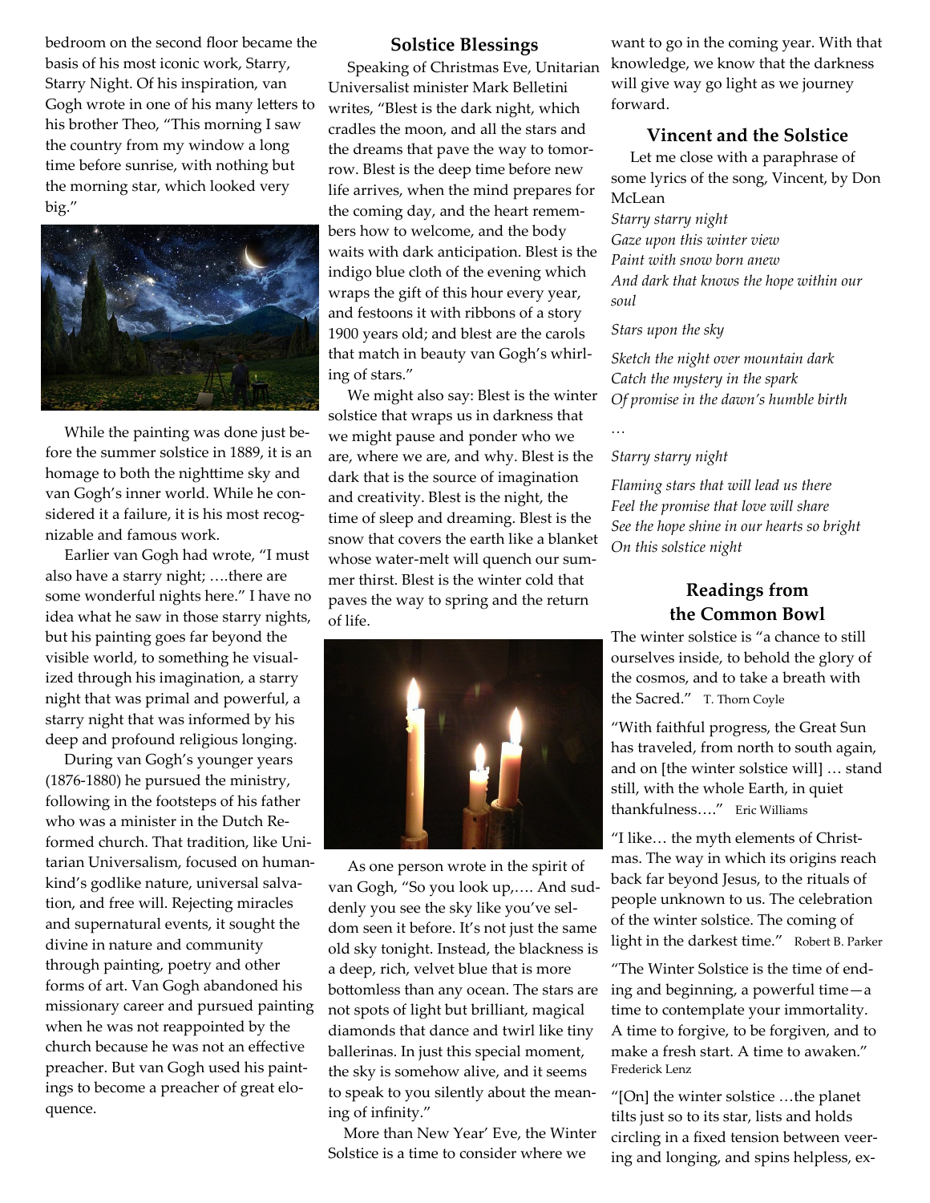bedroom on the second floor became the basis of his most iconic work, Starry, Starry Night. Of his inspiration, van Gogh wrote in one of his many letters to his brother Theo, "This morning I saw the country from my window a long time before sunrise, with nothing but the morning star, which looked very big."

While the painting was done just before the summer solstice in 1889, it is an homage to both the nighttime sky and van Gogh's inner world. While he considered it a failure, it is his most recognizable and famous work.

Earlier van Gogh had wrote, "I must also have a starry night; ….there are some wonderful nights here." I have no idea what he saw in those starry nights, but his painting goes far beyond the visible world, to something he visualized through his imagination, a starry night that was primal and powerful, a starry night that was informed by his deep and profound religious longing.

During van Gogh's younger years (1876-1880) he pursued the ministry, following in the footsteps of his father who was a minister in the Dutch Reformed church. That tradition, like Unitarian Universalism, focused on humankind's godlike nature, universal salvation, and free will. Rejecting miracles and supernatural events, it sought the divine in nature and community through painting, poetry and other forms of art. Van Gogh abandoned his missionary career and pursued painting when he was not reappointed by the church because he was not an effective preacher. But van Gogh used his paintings to become a preacher of great eloquence.

## Solstice Blessings

Speaking of Christmas Eve, Unitarian Universalist minister Mark Belletini writes, "Blest is the dark night, which cradles the moon, and all the stars and the dreams that pave the way to tomorrow. Blest is the deep time before new life arrives, when the mind prepares for the coming day, and the heart remembers how to welcome, and the body waits with dark anticipation. Blest is the indigo blue cloth of the evening which wraps the gift of this hour every year, and festoons it with ribbons of a story 1900 years old; and blest are the carols that match in beauty van Gogh's whirling of stars."

We might also say: Blest is the winter solstice that wraps us in darkness that we might pause and ponder who we are, where we are, and why. Blest is the dark that is the source of imagination and creativity. Blest is the night, the time of sleep and dreaming. Blest is the snow that covers the earth like a blanket whose water-melt will quench our summer thirst. Blest is the winter cold that paves the way to spring and the return of life.

As one person wrote in the spirit of van Gogh, "So you look up,…. And suddenly you see the sky like you've seldom seen it before. It's not just the same old sky tonight. Instead, the blackness is a deep, rich, velvet blue that is more bottomless than any ocean. The stars are not spots of light but brilliant, magical diamonds that dance and twirl like tiny ballerinas. In just this special moment, the sky is somehow alive, and it seems to speak to you silently about the meaning of infinity."

More than New Year' Eve, the Winter Solstice is a time to consider where we want to go in the coming year. With that knowledge, we know that the darkness will give way go light as we journey forward.

## Vincent and the Solstice

Let me close with a paraphrase of some lyrics of the song, Vincent, by Don McLean

*Starry starry night*
*Gaze upon this winter view*
*Paint with snow born anew*
*And dark that knows the hope within our soul*

*Stars upon the sky*

*Sketch the night over mountain dark*
*Catch the mystery in the spark*
*Of promise in the dawn's humble birth*

…

*Starry starry night*

*Flaming stars that will lead us there*
*Feel the promise that love will share*
*See the hope shine in our hearts so bright*
*On this solstice night*

## Readings from the Common Bowl

The winter solstice is "a chance to still ourselves inside, to behold the glory of the cosmos, and to take a breath with the Sacred." T. Thorn Coyle

"With faithful progress, the Great Sun has traveled, from north to south again, and on [the winter solstice will] … stand still, with the whole Earth, in quiet thankfulness…." Eric Williams

"I like… the myth elements of Christmas. The way in which its origins reach back far beyond Jesus, to the rituals of people unknown to us. The celebration of the winter solstice. The coming of light in the darkest time." Robert B. Parker

"The Winter Solstice is the time of ending and beginning, a powerful time—a time to contemplate your immortality. A time to forgive, to be forgiven, and to make a fresh start. A time to awaken." Frederick Lenz

"[On] the winter solstice …the planet tilts just so to its star, lists and holds circling in a fixed tension between veering and longing, and spins helpless, ex-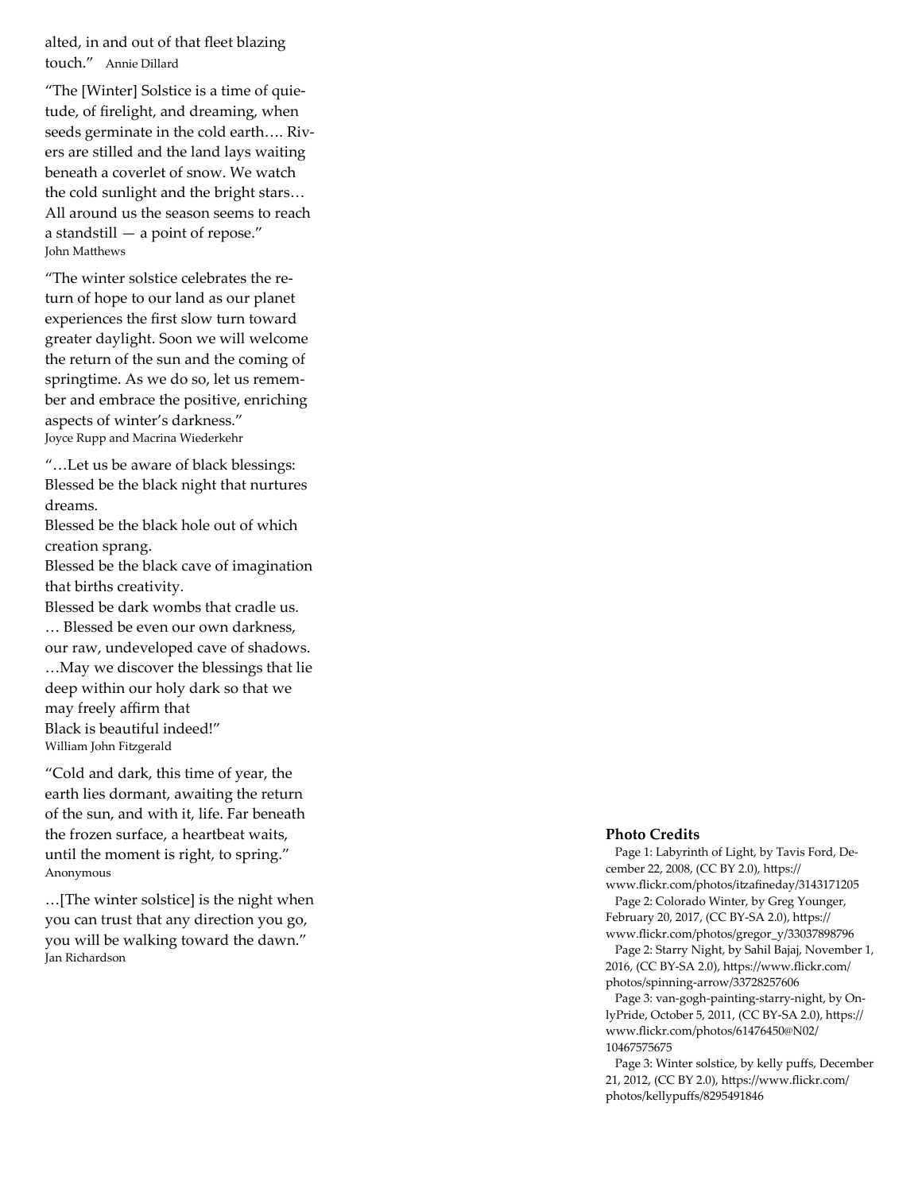alted, in and out of that fleet blazing touch." Annie Dillard

"The [Winter] Solstice is a time of quietude, of firelight, and dreaming, when seeds germinate in the cold earth…. Rivers are stilled and the land lays waiting beneath a coverlet of snow. We watch the cold sunlight and the bright stars… All around us the season seems to reach a standstill — a point of repose."
John Matthews

"The winter solstice celebrates the return of hope to our land as our planet experiences the first slow turn toward greater daylight. Soon we will welcome the return of the sun and the coming of springtime. As we do so, let us remember and embrace the positive, enriching aspects of winter's darkness."
Joyce Rupp and Macrina Wiederkehr

"…Let us be aware of black blessings:
Blessed be the black night that nurtures dreams.
Blessed be the black hole out of which creation sprang.
Blessed be the black cave of imagination that births creativity.
Blessed be dark wombs that cradle us.
… Blessed be even our own darkness, our raw, undeveloped cave of shadows.
…May we discover the blessings that lie deep within our holy dark so that we may freely affirm that
Black is beautiful indeed!"
William John Fitzgerald

"Cold and dark, this time of year, the earth lies dormant, awaiting the return of the sun, and with it, life. Far beneath the frozen surface, a heartbeat waits, until the moment is right, to spring."
Anonymous

…[The winter solstice] is the night when you can trust that any direction you go, you will be walking toward the dawn."
Jan Richardson

**Photo Credits**

Page 1: Labyrinth of Light, by Tavis Ford, December 22, 2008, (CC BY 2.0), https://www.flickr.com/photos/itzafineday/3143171205

Page 2: Colorado Winter, by Greg Younger, February 20, 2017, (CC BY-SA 2.0), https://www.flickr.com/photos/gregor_y/33037898796

Page 2: Starry Night, by Sahil Bajaj, November 1, 2016, (CC BY-SA 2.0), https://www.flickr.com/photos/spinning-arrow/33728257606

Page 3: van-gogh-painting-starry-night, by OnlyPride, October 5, 2011, (CC BY-SA 2.0), https://www.flickr.com/photos/61476450@N02/10467575675

Page 3: Winter solstice, by kelly puffs, December 21, 2012, (CC BY 2.0), https://www.flickr.com/photos/kellypuffs/8295491846